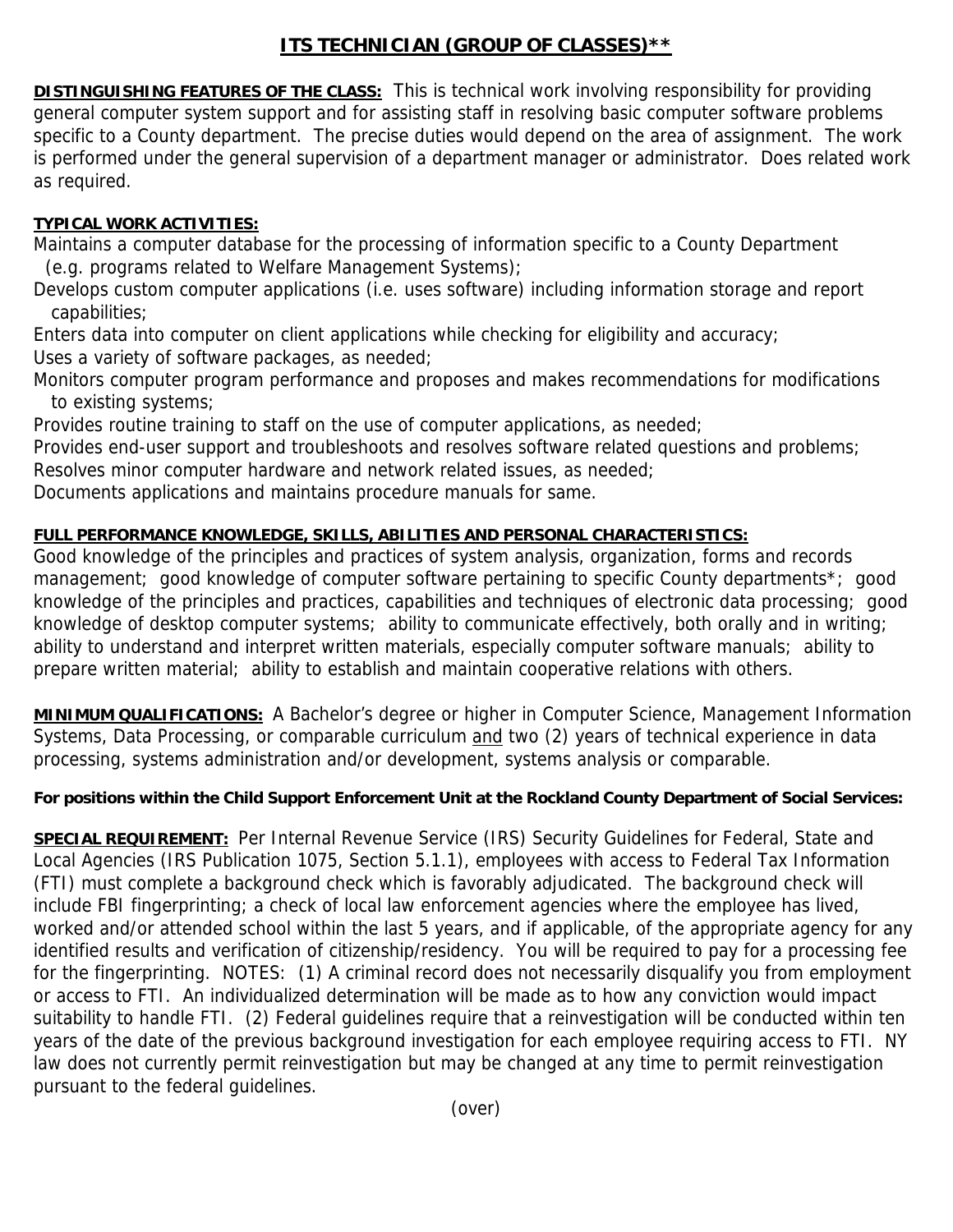# ITS TECHNICIAN (GROUP OF CLASSES)**

**DISTINGUISHING FEATURES OF THE CLASS:** This is technical work involving responsibility for providing general computer system support and for assisting staff in resolving basic computer software problems specific to a County department. The precise duties would depend on the area of assignment. The work is performed under the general supervision of a department manager or administrator. Does related work as required.

**TYPICAL WORK ACTIVITIES:**

Maintains a computer database for the processing of information specific to a County Department (e.g. programs related to Welfare Management Systems);
Develops custom computer applications (i.e. uses software) including information storage and report capabilities;
Enters data into computer on client applications while checking for eligibility and accuracy;
Uses a variety of software packages, as needed;
Monitors computer program performance and proposes and makes recommendations for modifications to existing systems;
Provides routine training to staff on the use of computer applications, as needed;
Provides end-user support and troubleshoots and resolves software related questions and problems;
Resolves minor computer hardware and network related issues, as needed;
Documents applications and maintains procedure manuals for same.

**FULL PERFORMANCE KNOWLEDGE, SKILLS, ABILITIES AND PERSONAL CHARACTERISTICS:**

Good knowledge of the principles and practices of system analysis, organization, forms and records management; good knowledge of computer software pertaining to specific County departments*; good knowledge of the principles and practices, capabilities and techniques of electronic data processing; good knowledge of desktop computer systems; ability to communicate effectively, both orally and in writing; ability to understand and interpret written materials, especially computer software manuals; ability to prepare written material; ability to establish and maintain cooperative relations with others.

**MINIMUM QUALIFICATIONS:** A Bachelor's degree or higher in Computer Science, Management Information Systems, Data Processing, or comparable curriculum and two (2) years of technical experience in data processing, systems administration and/or development, systems analysis or comparable.

**For positions within the Child Support Enforcement Unit at the Rockland County Department of Social Services:**

**SPECIAL REQUIREMENT:** Per Internal Revenue Service (IRS) Security Guidelines for Federal, State and Local Agencies (IRS Publication 1075, Section 5.1.1), employees with access to Federal Tax Information (FTI) must complete a background check which is favorably adjudicated. The background check will include FBI fingerprinting; a check of local law enforcement agencies where the employee has lived, worked and/or attended school within the last 5 years, and if applicable, of the appropriate agency for any identified results and verification of citizenship/residency. You will be required to pay for a processing fee for the fingerprinting. NOTES: (1) A criminal record does not necessarily disqualify you from employment or access to FTI. An individualized determination will be made as to how any conviction would impact suitability to handle FTI. (2) Federal guidelines require that a reinvestigation will be conducted within ten years of the date of the previous background investigation for each employee requiring access to FTI. NY law does not currently permit reinvestigation but may be changed at any time to permit reinvestigation pursuant to the federal guidelines.

(over)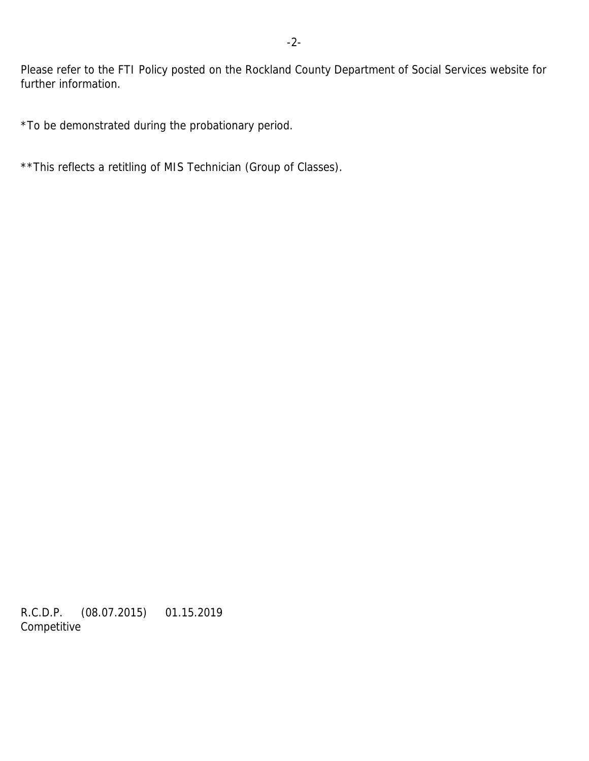Please refer to the FTI Policy posted on the Rockland County Department of Social Services website for further information.

*To be demonstrated during the probationary period.

**This reflects a retitling of MIS Technician (Group of Classes).

R.C.D.P. (08.07.2015) 01.15.2019
Competitive